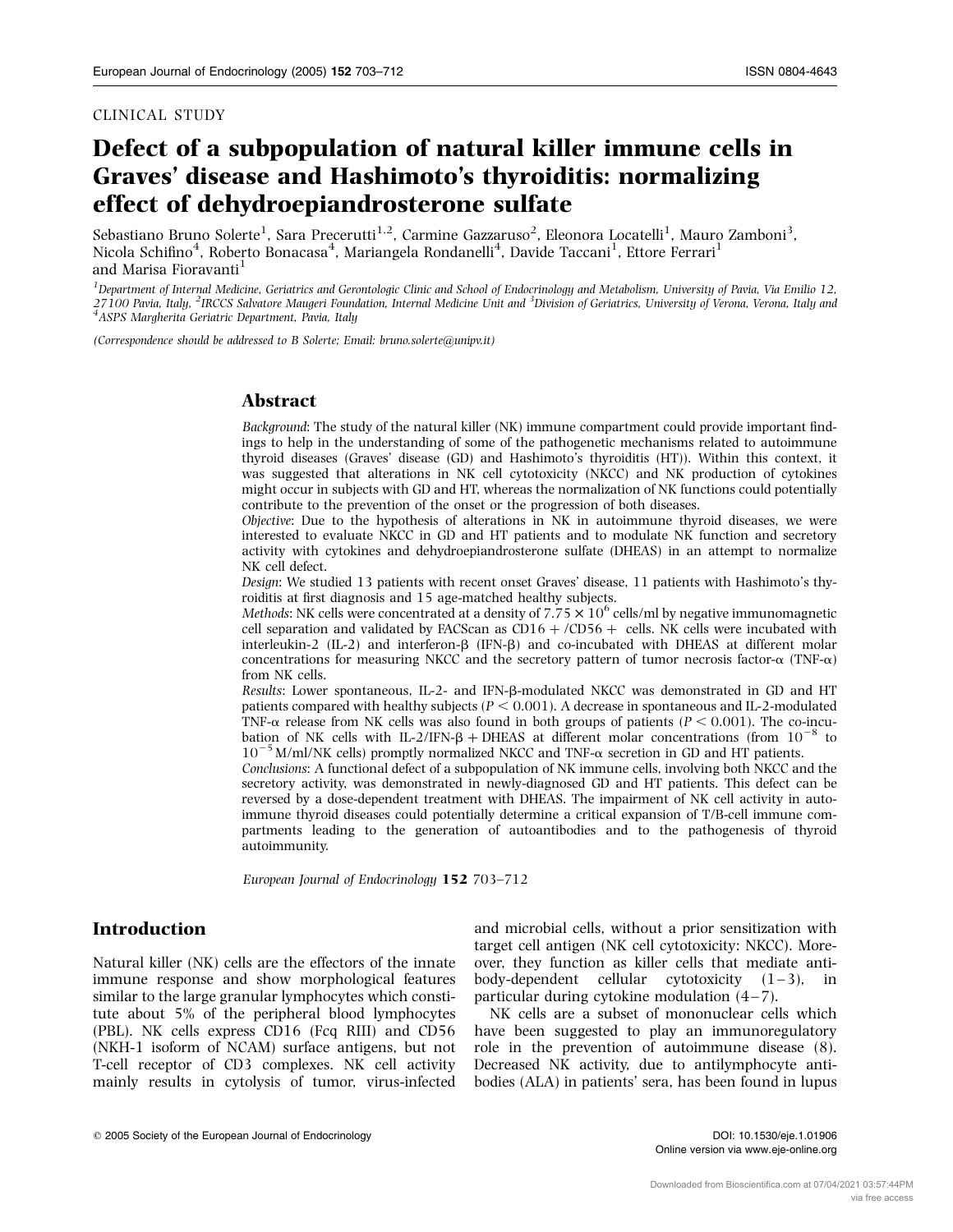CLINICAL STUDY

# Defect of a subpopulation of natural killer immune cells in Graves' disease and Hashimoto's thyroiditis: normalizing effect of dehydroepiandrosterone sulfate

Sebastiano Bruno Solerte[1], Sara Precerutti[1,2], Carmine Gazzaruso[2], Eleonora Locatelli[1], Mauro Zamboni[3], Nicola Schifino[4], Roberto Bonacasa[4], Mariangela Rondanelli[4], Davide Taccani[1], Ettore Ferrari[1] and Marisa Fioravanti[1]

[1]Department of Internal Medicine, Geriatrics and Gerontologic Clinic and School of Endocrinology and Metabolism, University of Pavia, Via Emilio 12, 27100 Pavia, Italy, [2]IRCCS Salvatore Maugeri Foundation, Internal Medicine Unit and [3]Division of Geriatrics, University of Verona, Verona, Italy and [4]ASPS Margherita Geriatric Department, Pavia, Italy

*(Correspondence should be addressed to B Solerte; Email: bruno.solerte@unipv.it)*

## Abstract

*Background*: The study of the natural killer (NK) immune compartment could provide important findings to help in the understanding of some of the pathogenetic mechanisms related to autoimmune thyroid diseases (Graves' disease (GD) and Hashimoto's thyroiditis (HT)). Within this context, it was suggested that alterations in NK cell cytotoxicity (NKCC) and NK production of cytokines might occur in subjects with GD and HT, whereas the normalization of NK functions could potentially contribute to the prevention of the onset or the progression of both diseases.

*Objective*: Due to the hypothesis of alterations in NK in autoimmune thyroid diseases, we were interested to evaluate NKCC in GD and HT patients and to modulate NK function and secretory activity with cytokines and dehydroepiandrosterone sulfate (DHEAS) in an attempt to normalize NK cell defect.

*Design*: We studied 13 patients with recent onset Graves' disease, 11 patients with Hashimoto's thyroiditis at first diagnosis and 15 age-matched healthy subjects.

*Methods*: NK cells were concentrated at a density of $7.75 \times 10^6$ cells/ml by negative immunomagnetic cell separation and validated by FACScan as CD16 + /CD56 + cells. NK cells were incubated with interleukin-2 (IL-2) and interferon-β (IFN-β) and co-incubated with DHEAS at different molar concentrations for measuring NKCC and the secretory pattern of tumor necrosis factor-α (TNF-α) from NK cells.

*Results*: Lower spontaneous, IL-2- and IFN-β-modulated NKCC was demonstrated in GD and HT patients compared with healthy subjects ($P < 0.001$). A decrease in spontaneous and IL-2-modulated TNF-α release from NK cells was also found in both groups of patients ($P < 0.001$). The co-incubation of NK cells with IL-2/IFN-β + DHEAS at different molar concentrations (from $10^{-8}$ to $10^{-5}$ M/ml/NK cells) promptly normalized NKCC and TNF-α secretion in GD and HT patients.

*Conclusions*: A functional defect of a subpopulation of NK immune cells, involving both NKCC and the secretory activity, was demonstrated in newly-diagnosed GD and HT patients. This defect can be reversed by a dose-dependent treatment with DHEAS. The impairment of NK cell activity in autoimmune thyroid diseases could potentially determine a critical expansion of T/B-cell immune compartments leading to the generation of autoantibodies and to the pathogenesis of thyroid autoimmunity.

## Introduction

Natural killer (NK) cells are the effectors of the innate immune response and show morphological features similar to the large granular lymphocytes which constitute about 5% of the peripheral blood lymphocytes (PBL). NK cells express CD16 (Fcγ RIII) and CD56 (NKH-1 isoform of NCAM) surface antigens, but not T-cell receptor of CD3 complexes. NK cell activity mainly results in cytolysis of tumor, virus-infected and microbial cells, without a prior sensitization with target cell antigen (NK cell cytotoxicity: NKCC). Moreover, they function as killer cells that mediate antibody-dependent cellular cytotoxicity (1–3), in particular during cytokine modulation (4–7).

NK cells are a subset of mononuclear cells which have been suggested to play an immunoregulatory role in the prevention of autoimmune disease (8). Decreased NK activity, due to antilymphocyte antibodies (ALA) in patients' sera, has been found in lupus

© 2005 Society of the European Journal of Endocrinology

DOI: 10.1530/eje.1.01906

Online version via www.eje-online.org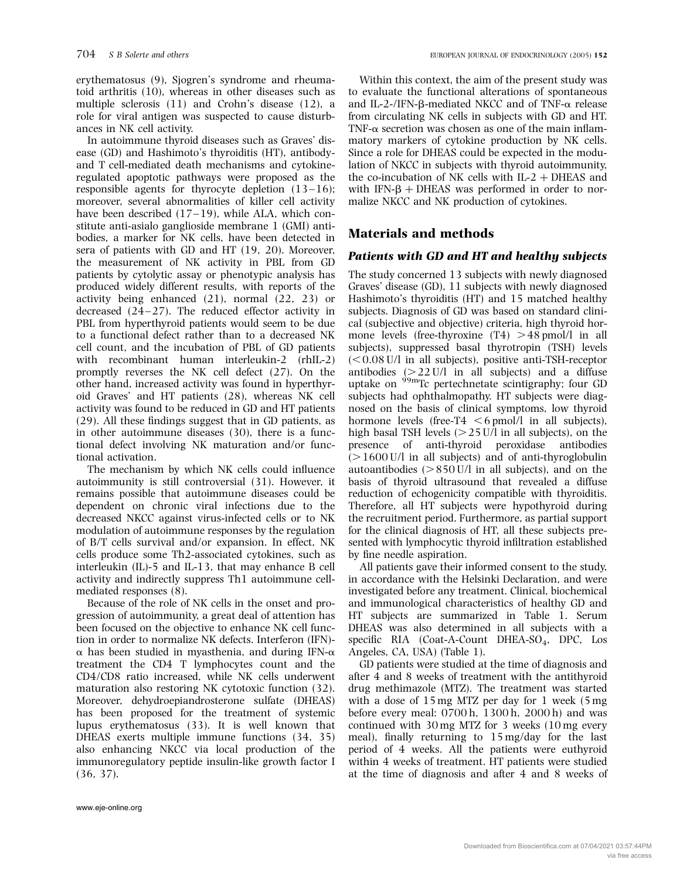erythematosus (9), Sjogren's syndrome and rheumatoid arthritis (10), whereas in other diseases such as multiple sclerosis (11) and Crohn's disease (12), a role for viral antigen was suspected to cause disturbances in NK cell activity.

In autoimmune thyroid diseases such as Graves' disease (GD) and Hashimoto's thyroiditis (HT), antibody- and T cell-mediated death mechanisms and cytokine-regulated apoptotic pathways were proposed as the responsible agents for thyrocyte depletion (13–16); moreover, several abnormalities of killer cell activity have been described (17–19), while ALA, which constitute anti-asialo ganglioside membrane 1 (GMI) antibodies, a marker for NK cells, have been detected in sera of patients with GD and HT (19, 20). Moreover, the measurement of NK activity in PBL from GD patients by cytolytic assay or phenotypic analysis has produced widely different results, with reports of the activity being enhanced (21), normal (22, 23) or decreased (24–27). The reduced effector activity in PBL from hyperthyroid patients would seem to be due to a functional defect rather than to a decreased NK cell count, and the incubation of PBL of GD patients with recombinant human interleukin-2 (rhIL-2) promptly reverses the NK cell defect (27). On the other hand, increased activity was found in hyperthyroid Graves' and HT patients (28), whereas NK cell activity was found to be reduced in GD and HT patients (29). All these findings suggest that in GD patients, as in other autoimmune diseases (30), there is a functional defect involving NK maturation and/or functional activation.

The mechanism by which NK cells could influence autoimmunity is still controversial (31). However, it remains possible that autoimmune diseases could be dependent on chronic viral infections due to the decreased NKCC against virus-infected cells or to NK modulation of autoimmune responses by the regulation of B/T cells survival and/or expansion. In effect, NK cells produce some Th2-associated cytokines, such as interleukin (IL)-5 and IL-13, that may enhance B cell activity and indirectly suppress Th1 autoimmune cell-mediated responses (8).

Because of the role of NK cells in the onset and progression of autoimmunity, a great deal of attention has been focused on the objective to enhance NK cell function in order to normalize NK defects. Interferon (IFN)-$\alpha$ has been studied in myasthenia, and during IFN-$\alpha$ treatment the CD4 T lymphocytes count and the CD4/CD8 ratio increased, while NK cells underwent maturation also restoring NK cytotoxic function (32). Moreover, dehydroepiandrosterone sulfate (DHEAS) has been proposed for the treatment of systemic lupus erythematosus (33). It is well known that DHEAS exerts multiple immune functions (34, 35) also enhancing NKCC via local production of the immunoregulatory peptide insulin-like growth factor I (36, 37).

Within this context, the aim of the present study was to evaluate the functional alterations of spontaneous and IL-2-/IFN-$\beta$-mediated NKCC and of TNF-$\alpha$ release from circulating NK cells in subjects with GD and HT. TNF-$\alpha$ secretion was chosen as one of the main inflammatory markers of cytokine production by NK cells. Since a role for DHEAS could be expected in the modulation of NKCC in subjects with thyroid autoimmunity, the co-incubation of NK cells with IL-2 + DHEAS and with IFN-$\beta$ + DHEAS was performed in order to normalize NKCC and NK production of cytokines.

## Materials and methods

### Patients with GD and HT and healthy subjects

The study concerned 13 subjects with newly diagnosed Graves' disease (GD), 11 subjects with newly diagnosed Hashimoto's thyroiditis (HT) and 15 matched healthy subjects. Diagnosis of GD was based on standard clinical (subjective and objective) criteria, high thyroid hormone levels (free-thyroxine (T4) >48 pmol/l in all subjects), suppressed basal thyrotropin (TSH) levels (<0.08 U/l in all subjects), positive anti-TSH-receptor antibodies (>22 U/l in all subjects) and a diffuse uptake on $^{99m}$Tc pertechnetate scintigraphy; four GD subjects had ophthalmopathy. HT subjects were diagnosed on the basis of clinical symptoms, low thyroid hormone levels (free-T4 <6 pmol/l in all subjects), high basal TSH levels (>25 U/l in all subjects), on the presence of anti-thyroid peroxidase antibodies (>1600 U/l in all subjects) and of anti-thyroglobulin autoantibodies (>850 U/l in all subjects), and on the basis of thyroid ultrasound that revealed a diffuse reduction of echogenicity compatible with thyroiditis. Therefore, all HT subjects were hypothyroid during the recruitment period. Furthermore, as partial support for the clinical diagnosis of HT, all these subjects presented with lymphocytic thyroid infiltration established by fine needle aspiration.

All patients gave their informed consent to the study, in accordance with the Helsinki Declaration, and were investigated before any treatment. Clinical, biochemical and immunological characteristics of healthy GD and HT subjects are summarized in Table 1. Serum DHEAS was also determined in all subjects with a specific RIA (Coat-A-Count DHEA-SO$_4$, DPC, Los Angeles, CA, USA) (Table 1).

GD patients were studied at the time of diagnosis and after 4 and 8 weeks of treatment with the antithyroid drug methimazole (MTZ). The treatment was started with a dose of 15 mg MTZ per day for 1 week (5 mg before every meal: 0700 h, 1300 h, 2000 h) and was continued with 30 mg MTZ for 3 weeks (10 mg every meal), finally returning to 15 mg/day for the last period of 4 weeks. All the patients were euthyroid within 4 weeks of treatment. HT patients were studied at the time of diagnosis and after 4 and 8 weeks of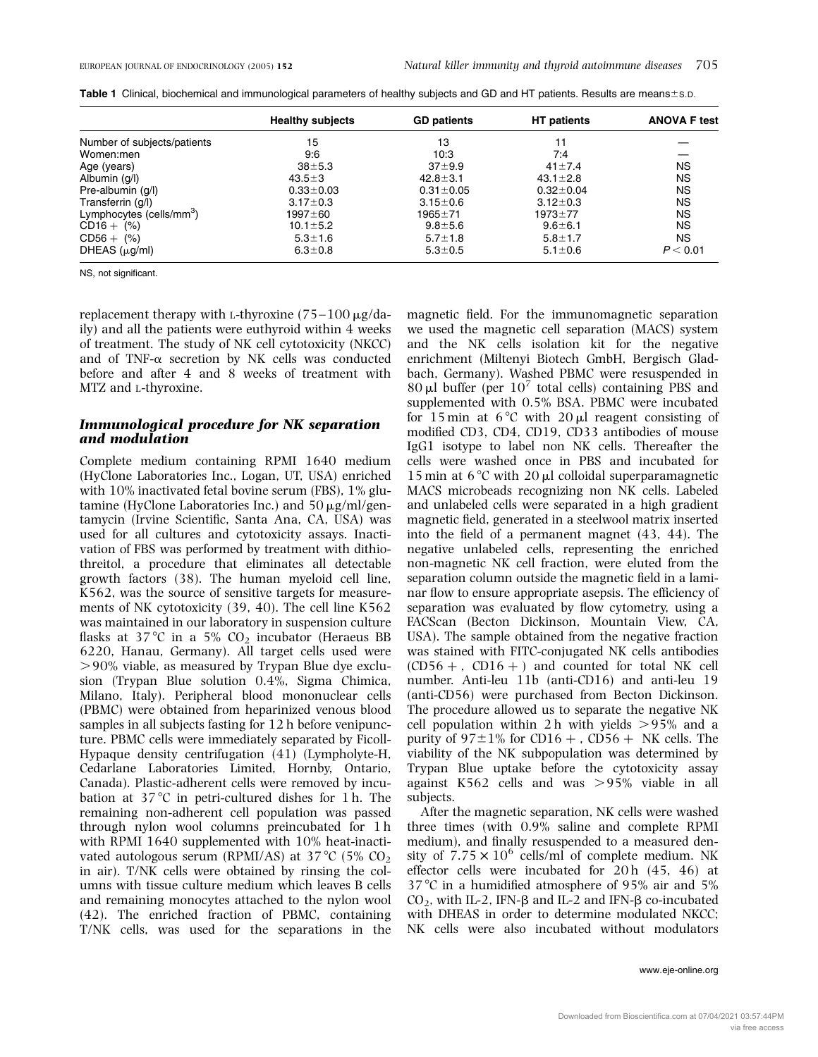**Table 1** Clinical, biochemical and immunological parameters of healthy subjects and GD and HT patients. Results are means±S.D.

| | Healthy subjects | GD patients | HT patients | ANOVA F test |
|---|---|---|---|---|
| Number of subjects/patients | 15 | 13 | 11 | — |
| Women:men | 9:6 | 10:3 | 7:4 | — |
| Age (years) | 38±5.3 | 37±9.9 | 41±7.4 | NS |
| Albumin (g/l) | 43.5±3 | 42.8±3.1 | 43.1±2.8 | NS |
| Pre-albumin (g/l) | 0.33±0.03 | 0.31±0.05 | 0.32±0.04 | NS |
| Transferrin (g/l) | 3.17±0.3 | 3.15±0.6 | 3.12±0.3 | NS |
| Lymphocytes (cells/mm$^3$) | 1997±60 | 1965±71 | 1973±77 | NS |
| CD16+ (%) | 10.1±5.2 | 9.8±5.6 | 9.6±6.1 | NS |
| CD56+ (%) | 5.3±1.6 | 5.7±1.8 | 5.8±1.7 | NS |
| DHEAS (μg/ml) | 6.3±0.8 | 5.3±0.5 | 5.1±0.6 | $P < 0.01$ |

NS, not significant.

replacement therapy with L-thyroxine (75–100 μg/daily) and all the patients were euthyroid within 4 weeks of treatment. The study of NK cell cytotoxicity (NKCC) and of TNF-α secretion by NK cells was conducted before and after 4 and 8 weeks of treatment with MTZ and L-thyroxine.

### *Immunological procedure for NK separation and modulation*

Complete medium containing RPMI 1640 medium (HyClone Laboratories Inc., Logan, UT, USA) enriched with 10% inactivated fetal bovine serum (FBS), 1% glutamine (HyClone Laboratories Inc.) and 50 μg/ml/gentamycin (Irvine Scientific, Santa Ana, CA, USA) was used for all cultures and cytotoxicity assays. Inactivation of FBS was performed by treatment with dithiothreitol, a procedure that eliminates all detectable growth factors (38). The human myeloid cell line, K562, was the source of sensitive targets for measurements of NK cytotoxicity (39, 40). The cell line K562 was maintained in our laboratory in suspension culture flasks at 37 °C in a 5% $CO_2$ incubator (Heraeus BB 6220, Hanau, Germany). All target cells used were >90% viable, as measured by Trypan Blue dye exclusion (Trypan Blue solution 0.4%, Sigma Chimica, Milano, Italy). Peripheral blood mononuclear cells (PBMC) were obtained from heparinized venous blood samples in all subjects fasting for 12 h before venipuncture. PBMC cells were immediately separated by Ficoll-Hypaque density centrifugation (41) (Lympholyte-H, Cedarlane Laboratories Limited, Hornby, Ontario, Canada). Plastic-adherent cells were removed by incubation at 37 °C in petri-cultured dishes for 1 h. The remaining non-adherent cell population was passed through nylon wool columns preincubated for 1 h with RPMI 1640 supplemented with 10% heat-inactivated autologous serum (RPMI/AS) at 37 °C (5% $CO_2$ in air). T/NK cells were obtained by rinsing the columns with tissue culture medium which leaves B cells and remaining monocytes attached to the nylon wool (42). The enriched fraction of PBMC, containing T/NK cells, was used for the separations in the magnetic field. For the immunomagnetic separation we used the magnetic cell separation (MACS) system and the NK cells isolation kit for the negative enrichment (Miltenyi Biotech GmbH, Bergisch Gladbach, Germany). Washed PBMC were resuspended in 80 μl buffer (per $10^7$ total cells) containing PBS and supplemented with 0.5% BSA. PBMC were incubated for 15 min at 6 °C with 20 μl reagent consisting of modified CD3, CD4, CD19, CD33 antibodies of mouse IgG1 isotype to label non NK cells. Thereafter the cells were washed once in PBS and incubated for 15 min at 6 °C with 20 μl colloidal superparamagnetic MACS microbeads recognizing non NK cells. Labeled and unlabeled cells were separated in a high gradient magnetic field, generated in a steelwool matrix inserted into the field of a permanent magnet (43, 44). The negative unlabeled cells, representing the enriched non-magnetic NK cell fraction, were eluted from the separation column outside the magnetic field in a laminar flow to ensure appropriate asepsis. The efficiency of separation was evaluated by flow cytometry, using a FACScan (Becton Dickinson, Mountain View, CA, USA). The sample obtained from the negative fraction was stained with FITC-conjugated NK cells antibodies (CD56+, CD16+) and counted for total NK cell number. Anti-leu 11b (anti-CD16) and anti-leu 19 (anti-CD56) were purchased from Becton Dickinson. The procedure allowed us to separate the negative NK cell population within 2 h with yields >95% and a purity of 97±1% for CD16+, CD56+ NK cells. The viability of the NK subpopulation was determined by Trypan Blue uptake before the cytotoxicity assay against K562 cells and was >95% viable in all subjects.

After the magnetic separation, NK cells were washed three times (with 0.9% saline and complete RPMI medium), and finally resuspended to a measured density of $7.75 \times 10^6$ cells/ml of complete medium. NK effector cells were incubated for 20 h (45, 46) at 37 °C in a humidified atmosphere of 95% air and 5% $CO_2$, with IL-2, IFN-β and IL-2 and IFN-β co-incubated with DHEAS in order to determine modulated NKCC; NK cells were also incubated without modulators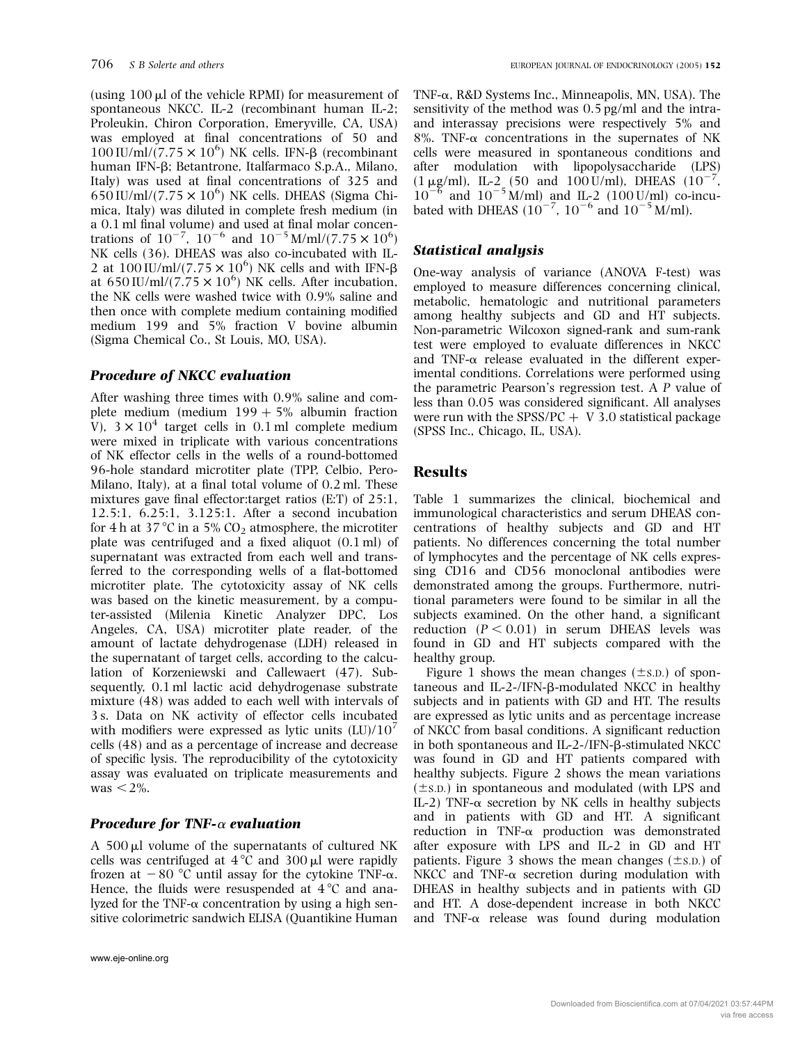(using 100 μl of the vehicle RPMI) for measurement of spontaneous NKCC. IL-2 (recombinant human IL-2; Proleukin, Chiron Corporation, Emeryville, CA, USA) was employed at final concentrations of 50 and 100 IU/ml/($7.75 \times 10^6$) NK cells. IFN-β (recombinant human IFN-β; Betantrone, Italfarmaco S.p.A., Milano, Italy) was used at final concentrations of 325 and 650 IU/ml/($7.75 \times 10^6$) NK cells. DHEAS (Sigma Chimica, Italy) was diluted in complete fresh medium (in a 0.1 ml final volume) and used at final molar concentrations of $10^{-7}$, $10^{-6}$ and $10^{-5}$ M/ml/($7.75 \times 10^6$) NK cells (36). DHEAS was also co-incubated with IL-2 at 100 IU/ml/($7.75 \times 10^6$) NK cells and with IFN-β at 650 IU/ml/($7.75 \times 10^6$) NK cells. After incubation, the NK cells were washed twice with 0.9% saline and then once with complete medium containing modified medium 199 and 5% fraction V bovine albumin (Sigma Chemical Co., St Louis, MO, USA).

### *Procedure of NKCC evaluation*

After washing three times with 0.9% saline and complete medium (medium 199 + 5% albumin fraction V), $3 \times 10^4$ target cells in 0.1 ml complete medium were mixed in triplicate with various concentrations of NK effector cells in the wells of a round-bottomed 96-hole standard microtiter plate (TPP, Celbio, Pero-Milano, Italy), at a final total volume of 0.2 ml. These mixtures gave final effector:target ratios (E:T) of 25:1, 12.5:1, 6.25:1, 3.125:1. After a second incubation for 4 h at 37 °C in a 5% $CO_2$ atmosphere, the microtiter plate was centrifuged and a fixed aliquot (0.1 ml) of supernatant was extracted from each well and transferred to the corresponding wells of a flat-bottomed microtiter plate. The cytotoxicity assay of NK cells was based on the kinetic measurement, by a computer-assisted (Milenia Kinetic Analyzer DPC, Los Angeles, CA, USA) microtiter plate reader, of the amount of lactate dehydrogenase (LDH) released in the supernatant of target cells, according to the calculation of Korzeniewski and Callewaert (47). Subsequently, 0.1 ml lactic acid dehydrogenase substrate mixture (48) was added to each well with intervals of 3 s. Data on NK activity of effector cells incubated with modifiers were expressed as lytic units (LU)/$10^7$ cells (48) and as a percentage of increase and decrease of specific lysis. The reproducibility of the cytotoxicity assay was evaluated on triplicate measurements and was <2%.

### *Procedure for TNF-α evaluation*

A 500 μl volume of the supernatants of cultured NK cells was centrifuged at 4 °C and 300 μl were rapidly frozen at −80 °C until assay for the cytokine TNF-α. Hence, the fluids were resuspended at 4 °C and analyzed for the TNF-α concentration by using a high sensitive colorimetric sandwich ELISA (Quantikine Human TNF-α, R&D Systems Inc., Minneapolis, MN, USA). The sensitivity of the method was 0.5 pg/ml and the intra- and interassay precisions were respectively 5% and 8%. TNF-α concentrations in the supernates of NK cells were measured in spontaneous conditions and after modulation with lipopolysaccharide (LPS) (1 μg/ml), IL-2 (50 and 100 U/ml), DHEAS ($10^{-7}$, $10^{-6}$ and $10^{-5}$ M/ml) and IL-2 (100 U/ml) co-incubated with DHEAS ($10^{-7}$, $10^{-6}$ and $10^{-5}$ M/ml).

### *Statistical analysis*

One-way analysis of variance (ANOVA F-test) was employed to measure differences concerning clinical, metabolic, hematologic and nutritional parameters among healthy subjects and GD and HT subjects. Non-parametric Wilcoxon signed-rank and sum-rank test were employed to evaluate differences in NKCC and TNF-α release evaluated in the different experimental conditions. Correlations were performed using the parametric Pearson's regression test. A $P$ value of less than 0.05 was considered significant. All analyses were run with the SPSS/PC + V 3.0 statistical package (SPSS Inc., Chicago, IL, USA).

## Results

Table 1 summarizes the clinical, biochemical and immunological characteristics and serum DHEAS concentrations of healthy subjects and GD and HT patients. No differences concerning the total number of lymphocytes and the percentage of NK cells expressing CD16 and CD56 monoclonal antibodies were demonstrated among the groups. Furthermore, nutritional parameters were found to be similar in all the subjects examined. On the other hand, a significant reduction ($P < 0.01$) in serum DHEAS levels was found in GD and HT subjects compared with the healthy group.

Figure 1 shows the mean changes (±S.D.) of spontaneous and IL-2-/IFN-β-modulated NKCC in healthy subjects and in patients with GD and HT. The results are expressed as lytic units and as percentage increase of NKCC from basal conditions. A significant reduction in both spontaneous and IL-2-/IFN-β-stimulated NKCC was found in GD and HT patients compared with healthy subjects. Figure 2 shows the mean variations (±S.D.) in spontaneous and modulated (with LPS and IL-2) TNF-α secretion by NK cells in healthy subjects and in patients with GD and HT. A significant reduction in TNF-α production was demonstrated after exposure with LPS and IL-2 in GD and HT patients. Figure 3 shows the mean changes (±S.D.) of NKCC and TNF-α secretion during modulation with DHEAS in healthy subjects and in patients with GD and HT. A dose-dependent increase in both NKCC and TNF-α release was found during modulation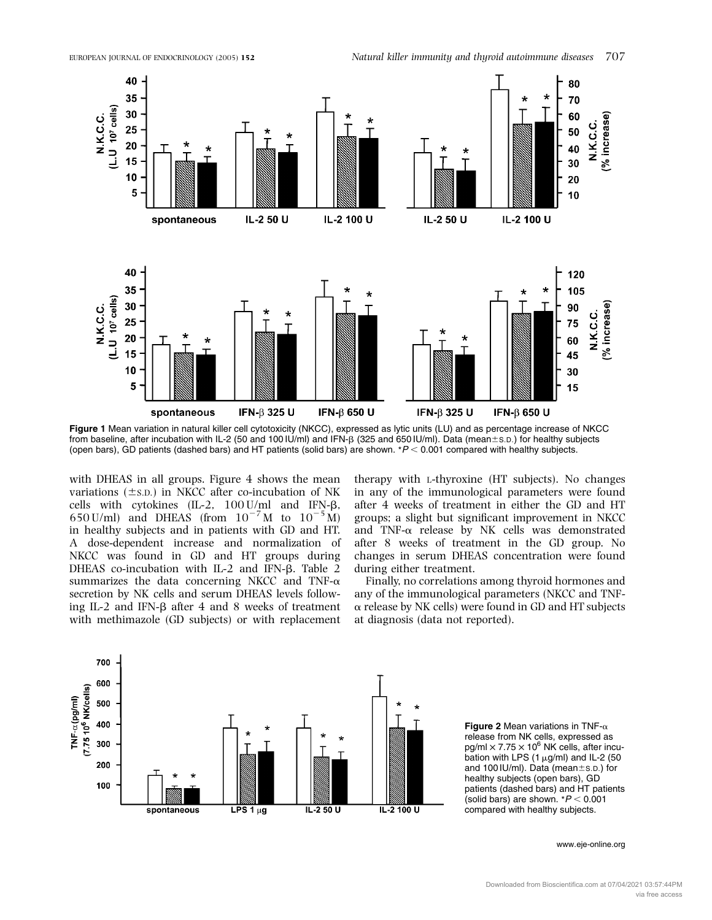**Figure 1** Mean variation in natural killer cell cytotoxicity (NKCC), expressed as lytic units (LU) and as percentage increase of NKCC from baseline, after incubation with IL-2 (50 and 100 IU/ml) and IFN-β (325 and 650 IU/ml). Data (mean±S.D.) for healthy subjects (open bars), GD patients (dashed bars) and HT patients (solid bars) are shown. $*P < 0.001$ compared with healthy subjects.

with DHEAS in all groups. Figure 4 shows the mean variations (±S.D.) in NKCC after co-incubation of NK cells with cytokines (IL-2, 100 U/ml and IFN-β, 650 U/ml) and DHEAS (from $10^{-7}$ M to $10^{-5}$ M) in healthy subjects and in patients with GD and HT. A dose-dependent increase and normalization of NKCC was found in GD and HT groups during DHEAS co-incubation with IL-2 and IFN-β. Table 2 summarizes the data concerning NKCC and TNF-α secretion by NK cells and serum DHEAS levels following IL-2 and IFN-β after 4 and 8 weeks of treatment with methimazole (GD subjects) or with replacement therapy with L-thyroxine (HT subjects). No changes in any of the immunological parameters were found after 4 weeks of treatment in either the GD and HT groups; a slight but significant improvement in NKCC and TNF-α release by NK cells was demonstrated after 8 weeks of treatment in the GD group. No changes in serum DHEAS concentration were found during either treatment.

Finally, no correlations among thyroid hormones and any of the immunological parameters (NKCC and TNF-α release by NK cells) were found in GD and HT subjects at diagnosis (data not reported).

**Figure 2** Mean variations in TNF-α release from NK cells, expressed as pg/ml × 7.75 × $10^6$ NK cells, after incubation with LPS (1 μg/ml) and IL-2 (50 and 100 IU/ml). Data (mean±S.D.) for healthy subjects (open bars), GD patients (dashed bars) and HT patients (solid bars) are shown. $*P < 0.001$ compared with healthy subjects.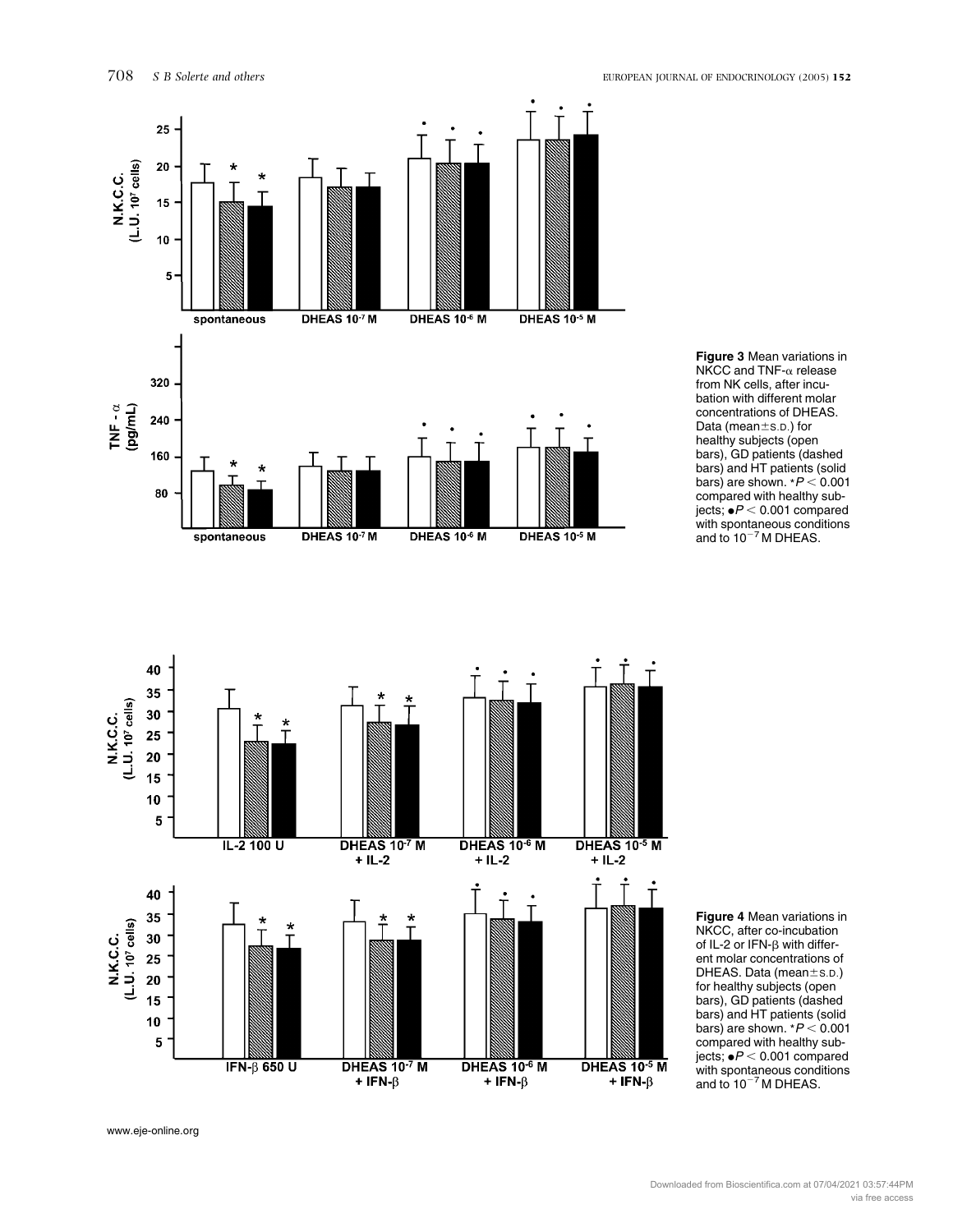**Figure 3** Mean variations in NKCC and TNF-α release from NK cells, after incubation with different molar concentrations of DHEAS. Data (mean±S.D.) for healthy subjects (open bars), GD patients (dashed bars) and HT patients (solid bars) are shown. $*P < 0.001$ compared with healthy subjects; $\bullet P < 0.001$ compared with spontaneous conditions and to $10^{-7}$ M DHEAS.

**Figure 4** Mean variations in NKCC, after co-incubation of IL-2 or IFN-β with different molar concentrations of DHEAS. Data (mean±S.D.) for healthy subjects (open bars), GD patients (dashed bars) and HT patients (solid bars) are shown. $*P < 0.001$ compared with healthy subjects; $\bullet P < 0.001$ compared with spontaneous conditions and to $10^{-7}$ M DHEAS.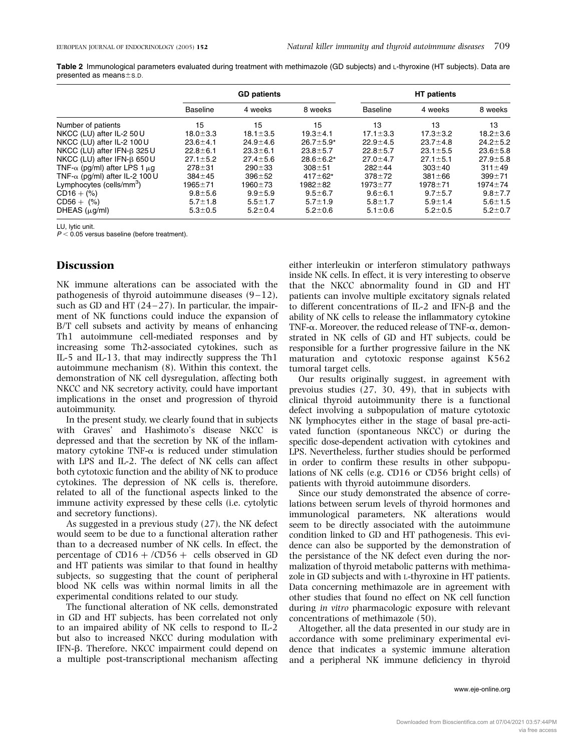**Table 2** Immunological parameters evaluated during treatment with methimazole (GD subjects) and L-thyroxine (HT subjects). Data are presented as means±S.D.

| | GD patients | | | HT patients | | |
|---|---|---|---|---|---|---|
| | Baseline | 4 weeks | 8 weeks | Baseline | 4 weeks | 8 weeks |
| Number of patients | 15 | 15 | 15 | 13 | 13 | 13 |
| NKCC (LU) after IL-2 50 U | 18.0±3.3 | 18.1±3.5 | 19.3±4.1 | 17.1±3.3 | 17.3±3.2 | 18.2±3.6 |
| NKCC (LU) after IL-2 100 U | 23.6±4.1 | 24.9±4.6 | 26.7±5.9* | 22.9±4.5 | 23.7±4.8 | 24.2±5.2 |
| NKCC (LU) after IFN-β 325 U | 22.8±6.1 | 23.3±6.1 | 23.8±5.7 | 22.8±5.7 | 23.1±5.5 | 23.6±5.8 |
| NKCC (LU) after IFN-β 650 U | 27.1±5.2 | 27.4±5.6 | 28.6±6.2* | 27.0±4.7 | 27.1±5.1 | 27.9±5.8 |
| TNF-α (pg/ml) after LPS 1 μg | 278±31 | 290±33 | 308±51 | 282±44 | 303±40 | 311±49 |
| TNF-α (pg/ml) after IL-2 100 U | 384±45 | 396±52 | 417±62* | 378±72 | 381±66 | 399±71 |
| Lymphocytes (cells/mm$^3$) | 1965±71 | 1960±73 | 1982±82 | 1973±77 | 1978±71 | 1974±74 |
| CD16 + (%) | 9.8±5.6 | 9.9±5.9 | 9.5±6.7 | 9.6±6.1 | 9.7±5.7 | 9.8±7.7 |
| CD56 + (%) | 5.7±1.8 | 5.5±1.7 | 5.7±1.9 | 5.8±1.7 | 5.9±1.4 | 5.6±1.5 |
| DHEAS (μg/ml) | 5.3±0.5 | 5.2±0.4 | 5.2±0.6 | 5.1±0.6 | 5.2±0.5 | 5.2±0.7 |

LU, lytic unit.
$P < 0.05$ versus baseline (before treatment).

## Discussion

NK immune alterations can be associated with the pathogenesis of thyroid autoimmune diseases (9–12), such as GD and HT (24–27). In particular, the impairment of NK functions could induce the expansion of B/T cell subsets and activity by means of enhancing Th1 autoimmune cell-mediated responses and by increasing some Th2-associated cytokines, such as IL-5 and IL-13, that may indirectly suppress the Th1 autoimmune mechanism (8). Within this context, the demonstration of NK cell dysregulation, affecting both NKCC and NK secretory activity, could have important implications in the onset and progression of thyroid autoimmunity.

In the present study, we clearly found that in subjects with Graves' and Hashimoto's disease NKCC is depressed and that the secretion by NK of the inflammatory cytokine TNF-α is reduced under stimulation with LPS and IL-2. The defect of NK cells can affect both cytotoxic function and the ability of NK to produce cytokines. The depression of NK cells is, therefore, related to all of the functional aspects linked to the immune activity expressed by these cells (i.e. cytolytic and secretory functions).

As suggested in a previous study (27), the NK defect would seem to be due to a functional alteration rather than to a decreased number of NK cells. In effect, the percentage of CD16 + /CD56 + cells observed in GD and HT patients was similar to that found in healthy subjects, so suggesting that the count of peripheral blood NK cells was within normal limits in all the experimental conditions related to our study.

The functional alteration of NK cells, demonstrated in GD and HT subjects, has been correlated not only to an impaired ability of NK cells to respond to IL-2 but also to increased NKCC during modulation with IFN-β. Therefore, NKCC impairment could depend on a multiple post-transcriptional mechanism affecting either interleukin or interferon stimulatory pathways inside NK cells. In effect, it is very interesting to observe that the NKCC abnormality found in GD and HT patients can involve multiple excitatory signals related to different concentrations of IL-2 and IFN-β and the ability of NK cells to release the inflammatory cytokine TNF-α. Moreover, the reduced release of TNF-α, demonstrated in NK cells of GD and HT subjects, could be responsible for a further progressive failure in the NK maturation and cytotoxic response against K562 tumoral target cells.

Our results originally suggest, in agreement with prevoius studies (27, 30, 49), that in subjects with clinical thyroid autoimmunity there is a functional defect involving a subpopulation of mature cytotoxic NK lymphocytes either in the stage of basal pre-activated function (spontaneous NKCC) or during the specific dose-dependent activation with cytokines and LPS. Nevertheless, further studies should be performed in order to confirm these results in other subpopulations of NK cells (e.g. CD16 or CD56 bright cells) of patients with thyroid autoimmune disorders.

Since our study demonstrated the absence of correlations between serum levels of thyroid hormones and immunological parameters, NK alterations would seem to be directly associated with the autoimmune condition linked to GD and HT pathogenesis. This evidence can also be supported by the demonstration of the persistance of the NK defect even during the normalization of thyroid metabolic patterns with methimazole in GD subjects and with L-thyroxine in HT patients. Data concerning methimazole are in agreement with other studies that found no effect on NK cell function during *in vitro* pharmacologic exposure with relevant concentrations of methimazole (50).

Altogether, all the data presented in our study are in accordance with some preliminary experimental evidence that indicates a systemic immune alteration and a peripheral NK immune deficiency in thyroid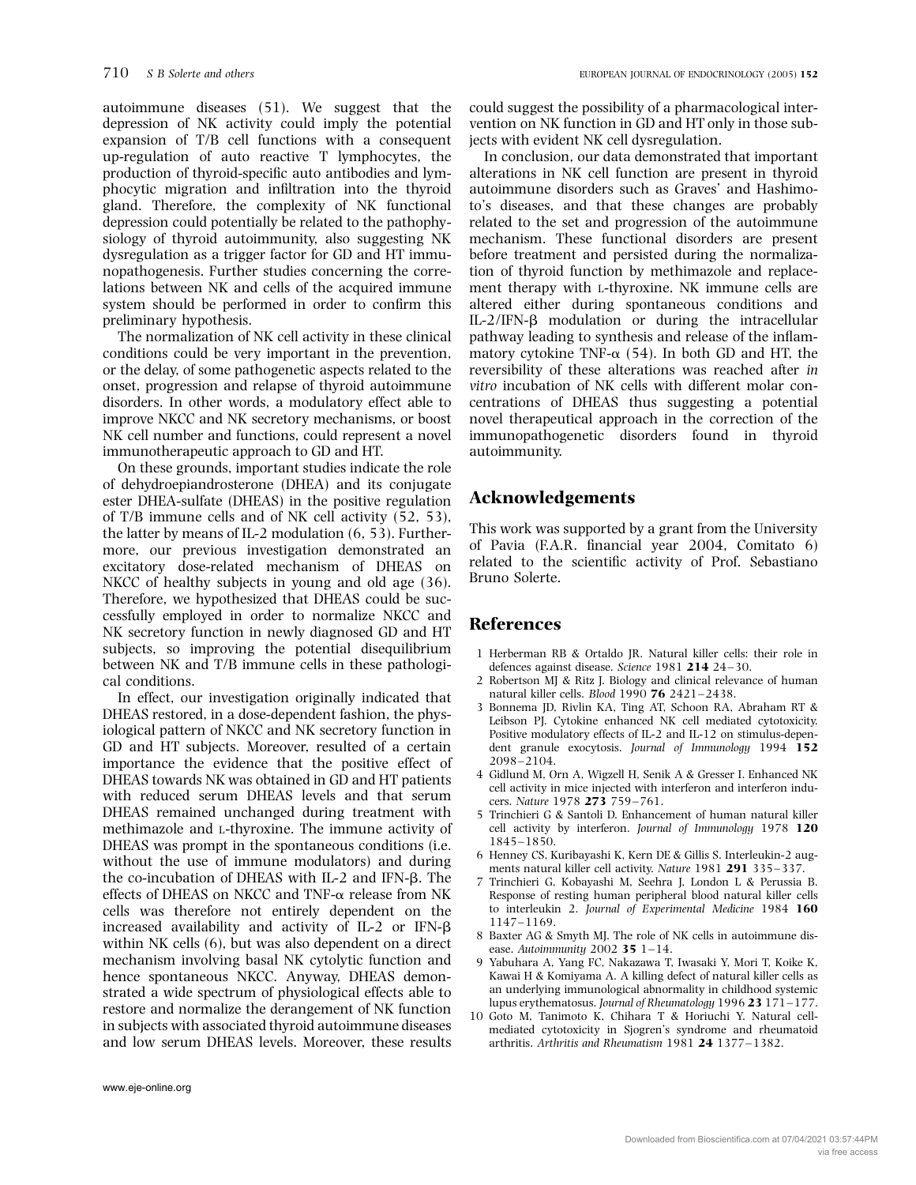autoimmune diseases (51). We suggest that the depression of NK activity could imply the potential expansion of T/B cell functions with a consequent up-regulation of auto reactive T lymphocytes, the production of thyroid-specific auto antibodies and lymphocytic migration and infiltration into the thyroid gland. Therefore, the complexity of NK functional depression could potentially be related to the pathophysiology of thyroid autoimmunity, also suggesting NK dysregulation as a trigger factor for GD and HT immunopathogenesis. Further studies concerning the correlations between NK and cells of the acquired immune system should be performed in order to confirm this preliminary hypothesis.

The normalization of NK cell activity in these clinical conditions could be very important in the prevention, or the delay, of some pathogenetic aspects related to the onset, progression and relapse of thyroid autoimmune disorders. In other words, a modulatory effect able to improve NKCC and NK secretory mechanisms, or boost NK cell number and functions, could represent a novel immunotherapeutic approach to GD and HT.

On these grounds, important studies indicate the role of dehydroepiandrosterone (DHEA) and its conjugate ester DHEA-sulfate (DHEAS) in the positive regulation of T/B immune cells and of NK cell activity (52, 53), the latter by means of IL-2 modulation (6, 53). Furthermore, our previous investigation demonstrated an excitatory dose-related mechanism of DHEAS on NKCC of healthy subjects in young and old age (36). Therefore, we hypothesized that DHEAS could be successfully employed in order to normalize NKCC and NK secretory function in newly diagnosed GD and HT subjects, so improving the potential disequilibrium between NK and T/B immune cells in these pathological conditions.

In effect, our investigation originally indicated that DHEAS restored, in a dose-dependent fashion, the physiological pattern of NKCC and NK secretory function in GD and HT subjects. Moreover, resulted of a certain importance the evidence that the positive effect of DHEAS towards NK was obtained in GD and HT patients with reduced serum DHEAS levels and that serum DHEAS remained unchanged during treatment with methimazole and L-thyroxine. The immune activity of DHEAS was prompt in the spontaneous conditions (i.e. without the use of immune modulators) and during the co-incubation of DHEAS with IL-2 and IFN-β. The effects of DHEAS on NKCC and TNF-α release from NK cells was therefore not entirely dependent on the increased availability and activity of IL-2 or IFN-β within NK cells (6), but was also dependent on a direct mechanism involving basal NK cytolytic function and hence spontaneous NKCC. Anyway, DHEAS demonstrated a wide spectrum of physiological effects able to restore and normalize the derangement of NK function in subjects with associated thyroid autoimmune diseases and low serum DHEAS levels. Moreover, these results could suggest the possibility of a pharmacological intervention on NK function in GD and HT only in those subjects with evident NK cell dysregulation.

In conclusion, our data demonstrated that important alterations in NK cell function are present in thyroid autoimmune disorders such as Graves' and Hashimoto's diseases, and that these changes are probably related to the set and progression of the autoimmune mechanism. These functional disorders are present before treatment and persisted during the normalization of thyroid function by methimazole and replacement therapy with L-thyroxine. NK immune cells are altered either during spontaneous conditions and IL-2/IFN-β modulation or during the intracellular pathway leading to synthesis and release of the inflammatory cytokine TNF-α (54). In both GD and HT, the reversibility of these alterations was reached after *in vitro* incubation of NK cells with different molar concentrations of DHEAS thus suggesting a potential novel therapeutical approach in the correction of the immunopathogenetic disorders found in thyroid autoimmunity.

## Acknowledgements

This work was supported by a grant from the University of Pavia (F.A.R. financial year 2004, Comitato 6) related to the scientific activity of Prof. Sebastiano Bruno Solerte.

## References

1 Herberman RB & Ortaldo JR. Natural killer cells: their role in defences against disease. *Science* 1981 **214** 24–30.

2 Robertson MJ & Ritz J. Biology and clinical relevance of human natural killer cells. *Blood* 1990 **76** 2421–2438.

3 Bonnema JD, Rivlin KA, Ting AT, Schoon RA, Abraham RT & Leibson PJ. Cytokine enhanced NK cell mediated cytotoxicity. Positive modulatory effects of IL-2 and IL-12 on stimulus-dependent granule exocytosis. *Journal of Immunology* 1994 **152** 2098–2104.

4 Gidlund M, Orn A, Wigzell H, Senik A & Gresser I. Enhanced NK cell activity in mice injected with interferon and interferon inducers. *Nature* 1978 **273** 759–761.

5 Trinchieri G & Santoli D. Enhancement of human natural killer cell activity by interferon. *Journal of Immunology* 1978 **120** 1845–1850.

6 Henney CS, Kuribayashi K, Kern DE & Gillis S. Interleukin-2 augments natural killer cell activity. *Nature* 1981 **291** 335–337.

7 Trinchieri G, Kobayashi M, Seehra J, London L & Perussia B. Response of resting human peripheral blood natural killer cells to interleukin 2. *Journal of Experimental Medicine* 1984 **160** 1147–1169.

8 Baxter AG & Smyth MJ. The role of NK cells in autoimmune disease. *Autoimmunity* 2002 **35** 1–14.

9 Yabuhara A, Yang FC, Nakazawa T, Iwasaki Y, Mori T, Koike K, Kawai H & Komiyama A. A killing defect of natural killer cells as an underlying immunological abnormality in childhood systemic lupus erythematosus. *Journal of Rheumatology* 1996 **23** 171–177.

10 Goto M, Tanimoto K, Chihara T & Horiuchi Y. Natural cell-mediated cytotoxicity in Sjogren's syndrome and rheumatoid arthritis. *Arthritis and Rheumatism* 1981 **24** 1377–1382.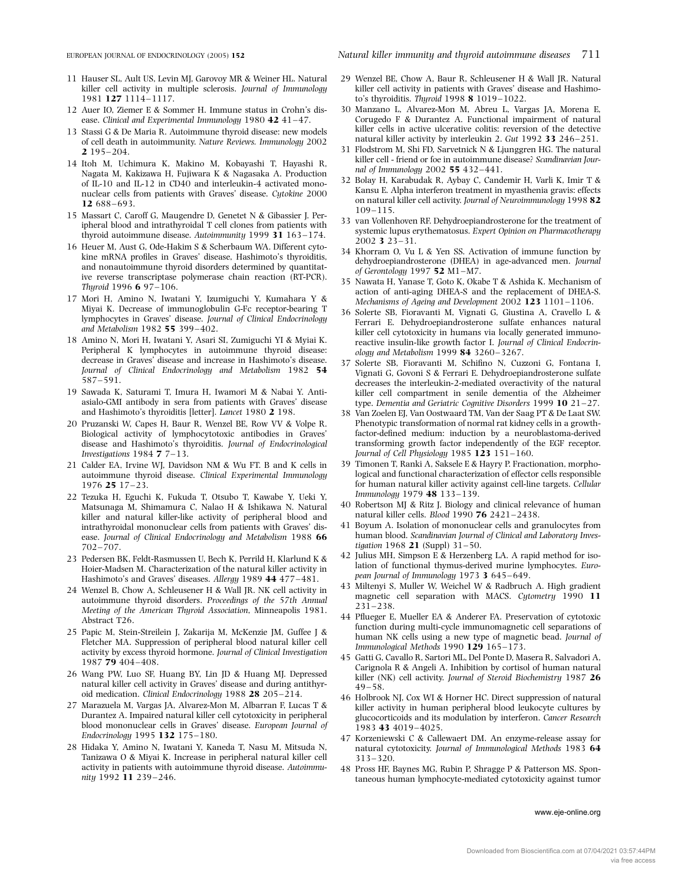11 Hauser SL, Ault US, Levin MJ, Garovoy MR & Weiner HL. Natural killer cell activity in multiple sclerosis. *Journal of Immunology* 1981 **127** 1114–1117.

12 Auer IO, Ziemer E & Sommer H. Immune status in Crohn's disease. *Clinical and Experimental Immunology* 1980 **42** 41–47.

13 Stassi G & De Maria R. Autoimmune thyroid disease: new models of cell death in autoimmunity. *Nature Reviews. Immunology* 2002 **2** 195–204.

14 Itoh M, Uchimura K, Makino M, Kobayashi T, Hayashi R, Nagata M, Kakizawa H, Fujiwara K & Nagasaka A. Production of IL-10 and IL-12 in CD40 and interleukin-4 activated mononuclear cells from patients with Graves' disease. *Cytokine* 2000 **12** 688–693.

15 Massart C, Caroff G, Maugendre D, Genetet N & Gibassier J. Peripheral blood and intrathyroidal T cell clones from patients with thyroid autoimmune disease. *Autoimmunity* 1999 **31** 163–174.

16 Heuer M, Aust G, Ode-Hakim S & Scherbaum WA. Different cytokine mRNA profiles in Graves' disease, Hashimoto's thyroiditis, and nonautoimmune thyroid disorders determined by quantitative reverse transcriptase polymerase chain reaction (RT-PCR). *Thyroid* 1996 **6** 97–106.

17 Mori H, Amino N, Iwatani Y, Izumiguchi Y, Kumahara Y & Miyai K. Decrease of immunoglobulin G-Fc receptor-bearing T lymphocytes in Graves' disease. *Journal of Clinical Endocrinology and Metabolism* 1982 **55** 399–402.

18 Amino N, Mori H, Iwatani Y, Asari SI, Zumiguchi YI & Myiai K. Peripheral K lymphocytes in autoimmune thyroid disease: decrease in Graves' disease and increase in Hashimoto's disease. *Journal of Clinical Endocrinology and Metabolism* 1982 **54** 587–591.

19 Sawada K, Saturami T, Imura H, Iwamori M & Nabai Y. Anti-asialo-GMI antibody in sera from patients with Graves' disease and Hashimoto's thyroiditis [letter]. *Lancet* 1980 **2** 198.

20 Pruzanski W, Capes H, Baur R, Wenzel BE, Row VV & Volpe R. Biological activity of lymphocytotoxic antibodies in Graves' disease and Hashimoto's thyroiditis. *Journal of Endocrinological Investigations* 1984 **7** 7–13.

21 Calder EA, Irvine WJ, Davidson NM & Wu FT. B and K cells in autoimmune thyroid disease. *Clinical Experimental Immunology* 1976 **25** 17–23.

22 Tezuka H, Eguchi K, Fukuda T, Otsubo T, Kawabe Y, Ueki Y, Matsunaga M, Shimamura C, Nalao H & Ishikawa N. Natural killer and natural killer-like activity of peripheral blood and intrathyroidal mononuclear cells from patients with Graves' disease. *Journal of Clinical Endocrinology and Metabolism* 1988 **66** 702–707.

23 Pedersen BK, Feldt-Rasmussen U, Bech K, Perrild H, Klarlund K & Hoier-Madsen M. Characterization of the natural killer activity in Hashimoto's and Graves' diseases. *Allergy* 1989 **44** 477–481.

24 Wenzel B, Chow A, Schleusener H & Wall JR. NK cell activity in autoimmune thyroid disorders. *Proceedings of the 57th Annual Meeting of the American Thyroid Association*, Minneapolis 1981. Abstract T26.

25 Papic M, Stein-Streilein J, Zakarija M, McKenzie JM, Guffee J & Fletcher MA. Suppression of peripheral blood natural killer cell activity by excess thyroid hormone. *Journal of Clinical Investigation* 1987 **79** 404–408.

26 Wang PW, Luo SF, Huang BY, Lin JD & Huang MJ. Depressed natural killer cell activity in Graves' disease and during antithyroid medication. *Clinical Endocrinology* 1988 **28** 205–214.

27 Marazuela M, Vargas JA, Alvarez-Mon M, Albarran F, Lucas T & Durantez A. Impaired natural killer cell cytotoxicity in peripheral blood mononuclear cells in Graves' disease. *European Journal of Endocrinology* 1995 **132** 175–180.

28 Hidaka Y, Amino N, Iwatani Y, Kaneda T, Nasu M, Mitsuda N, Tanizawa O & Miyai K. Increase in peripheral natural killer cell activity in patients with autoimmune thyroid disease. *Autoimmunity* 1992 **11** 239–246.

29 Wenzel BE, Chow A, Baur R, Schleusener H & Wall JR. Natural killer cell activity in patients with Graves' disease and Hashimoto's thyroiditis. *Thyroid* 1998 **8** 1019–1022.

30 Manzano L, Alvarez-Mon M, Abreu L, Vargas JA, Morena E, Corugedo F & Durantez A. Functional impairment of natural killer cells in active ulcerative colitis: reversion of the detective natural killer activity by interleukin 2. *Gut* 1992 **33** 246–251.

31 Flodstrom M, Shi FD, Sarvetnick N & Ljunggren HG. The natural killer cell - friend or foe in autoimmune disease? *Scandinavian Journal of Immunology* 2002 **55** 432–441.

32 Bolay H, Karabudak R, Aybay C, Candemir H, Varli K, Imir T & Kansu E. Alpha interferon treatment in myasthenia gravis: effects on natural killer cell activity. *Journal of Neuroimmunology* 1998 **82** 109–115.

33 van Vollenhoven RF. Dehydroepiandrosterone for the treatment of systemic lupus erythematosus. *Expert Opinion on Pharmacotherapy* 2002 **3** 23–31.

34 Khorram O, Vu L & Yen SS. Activation of immune function by dehydroepiandrosterone (DHEA) in age-advanced men. *Journal of Gerontology* 1997 **52** M1–M7.

35 Nawata H, Yanase T, Goto K, Okabe T & Ashida K. Mechanism of action of anti-aging DHEA-S and the replacement of DHEA-S. *Mechanisms of Ageing and Development* 2002 **123** 1101–1106.

36 Solerte SB, Fioravanti M, Vignati G, Giustina A, Cravello L & Ferrari E. Dehydroepiandrosterone sulfate enhances natural killer cell cytotoxicity in humans via locally generated immunoreactive insulin-like growth factor I. *Journal of Clinical Endocrinology and Metabolism* 1999 **84** 3260–3267.

37 Solerte SB, Fioravanti M, Schifino N, Cuzzoni G, Fontana I, Vignati G, Govoni S & Ferrari E. Dehydroepiandrosterone sulfate decreases the interleukin-2-mediated overactivity of the natural killer cell compartment in senile dementia of the Alzheimer type. *Dementia and Geriatric Cognitive Disorders* 1999 **10** 21–27.

38 Van Zoelen EJ, Van Oostwaard TM, Van der Saag PT & De Laat SW. Phenotypic transformation of normal rat kidney cells in a growth-factor-defined medium: induction by a neuroblastoma-derived transforming growth factor independently of the EGF receptor. *Journal of Cell Physiology* 1985 **123** 151–160.

39 Timonen T, Ranki A, Saksele E & Hayry P. Fractionation, morphological and functional characterization of effector cells responsible for human natural killer activity against cell-line targets. *Cellular Immunology* 1979 **48** 133–139.

40 Robertson MJ & Ritz J. Biology and clinical relevance of human natural killer cells. *Blood* 1990 **76** 2421–2438.

41 Boyum A. Isolation of mononuclear cells and granulocytes from human blood. *Scandinavian Journal of Clinical and Laboratory Investigation* 1968 **21** (Suppl) 31–50.

42 Julius MH, Simpson E & Herzenberg LA. A rapid method for isolation of functional thymus-derived murine lymphocytes. *European Journal of Immunology* 1973 **3** 645–649.

43 Miltenyi S, Muller W, Weichel W & Radbruch A. High gradient magnetic cell separation with MACS. *Cytometry* 1990 **11** 231–238.

44 Pflueger E, Mueller EA & Anderer FA. Preservation of cytotoxic function during multi-cycle immunomagnetic cell separations of human NK cells using a new type of magnetic bead. *Journal of Immunological Methods* 1990 **129** 165–173.

45 Gatti G, Cavallo R, Sartori ML, Del Ponte D, Masera R, Salvadori A, Carignola R & Angeli A. Inhibition by cortisol of human natural killer (NK) cell activity. *Journal of Steroid Biochemistry* 1987 **26** 49–58.

46 Holbrook NJ, Cox WI & Horner HC. Direct suppression of natural killer activity in human peripheral blood leukocyte cultures by glucocorticoids and its modulation by interferon. *Cancer Research* 1983 **43** 4019–4025.

47 Korzeniewski C & Callewaert DM. An enzyme-release assay for natural cytotoxicity. *Journal of Immunological Methods* 1983 **64** 313–320.

48 Pross HF, Baynes MG, Rubin P, Shragge P & Patterson MS. Spontaneous human lymphocyte-mediated cytotoxicity against tumor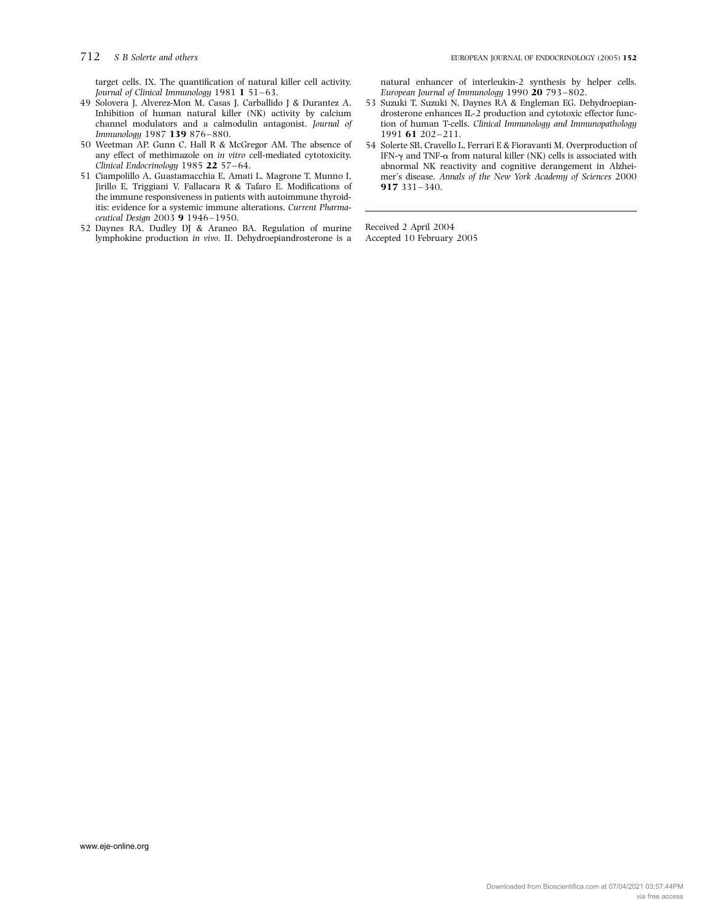target cells. IX. The quantification of natural killer cell activity. *Journal of Clinical Immunology* 1981 **1** 51–63.

49 Solovera J, Alverez-Mon M, Casas J, Carballido J & Durantez A. Inhibition of human natural killer (NK) activity by calcium channel modulators and a calmodulin antagonist. *Journal of Immunology* 1987 **139** 876–880.

50 Weetman AP, Gunn C, Hall R & McGregor AM. The absence of any effect of methimazole on *in vitro* cell-mediated cytotoxicity. *Clinical Endocrinology* 1985 **22** 57–64.

51 Ciampolillo A, Guastamacchia E, Amati L, Magrone T, Munno I, Jirillo E, Triggiani V, Fallacara R & Tafaro E. Modifications of the immune responsiveness in patients with autoimmune thyroiditis: evidence for a systemic immune alterations. *Current Pharmaceutical Design* 2003 **9** 1946–1950.

52 Daynes RA, Dudley DJ & Araneo BA. Regulation of murine lymphokine production *in vivo*. II. Dehydroepiandrosterone is a natural enhancer of interleukin-2 synthesis by helper cells. *European Journal of Immunology* 1990 **20** 793–802.

53 Suzuki T, Suzuki N, Daynes RA & Engleman EG. Dehydroepiandrosterone enhances IL-2 production and cytotoxic effector function of human T-cells. *Clinical Immunology and Immunopathology* 1991 **61** 202–211.

54 Solerte SB, Cravello L, Ferrari E & Fioravanti M. Overproduction of IFN-$\gamma$ and TNF-$\alpha$ from natural killer (NK) cells is associated with abnormal NK reactivity and cognitive derangement in Alzheimer's disease. *Annals of the New York Academy of Sciences* 2000 **917** 331–340.

---

Received 2 April 2004
Accepted 10 February 2005